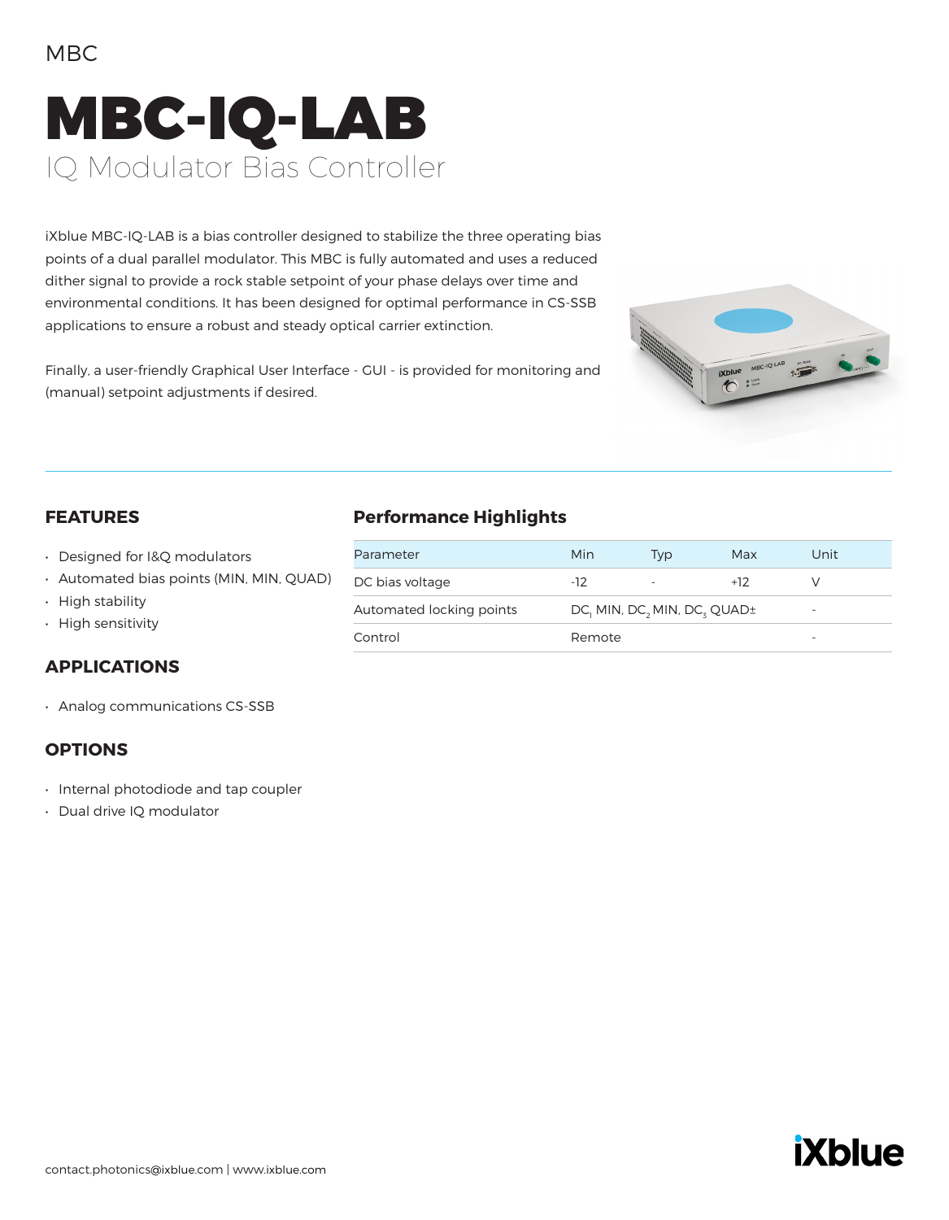MBC

# MBC-IQ-LAB

## IQ Modulator Bias Controller

iXblue MBC-IQ-LAB is a bias controller designed to stabilize the three operating bias points of a dual parallel modulator. This MBC is fully automated and uses a reduced dither signal to provide a rock stable setpoint of your phase delays over time and environmental conditions. It has been designed for optimal performance in CS-SSB applications to ensure a robust and steady optical carrier extinction.

Finally, a user-friendly Graphical User Interface - GUI - is provided for monitoring and (manual) setpoint adjustments if desired.

## FEATURES

- Designed for I&Q modulators
- Automated bias points (MIN, MIN, QUAD)
- High stability
- High sensitivity

## APPLICATIONS

- Analog communications CS-SSB

## OPTIONS

- Internal photodiode and tap coupler
- Dual drive IQ modulator

## Performance Highlights

| Parameter | Min | Typ | Max | Unit |
|---|---|---|---|---|
| DC bias voltage | -12 | - | +12 | V |
| Automated locking points | $DC_1$ MIN, $DC_2$ MIN, $DC_3$ QUAD± | | | - |
| Control | Remote | | | - |

contact.photonics@ixblue.com | www.ixblue.com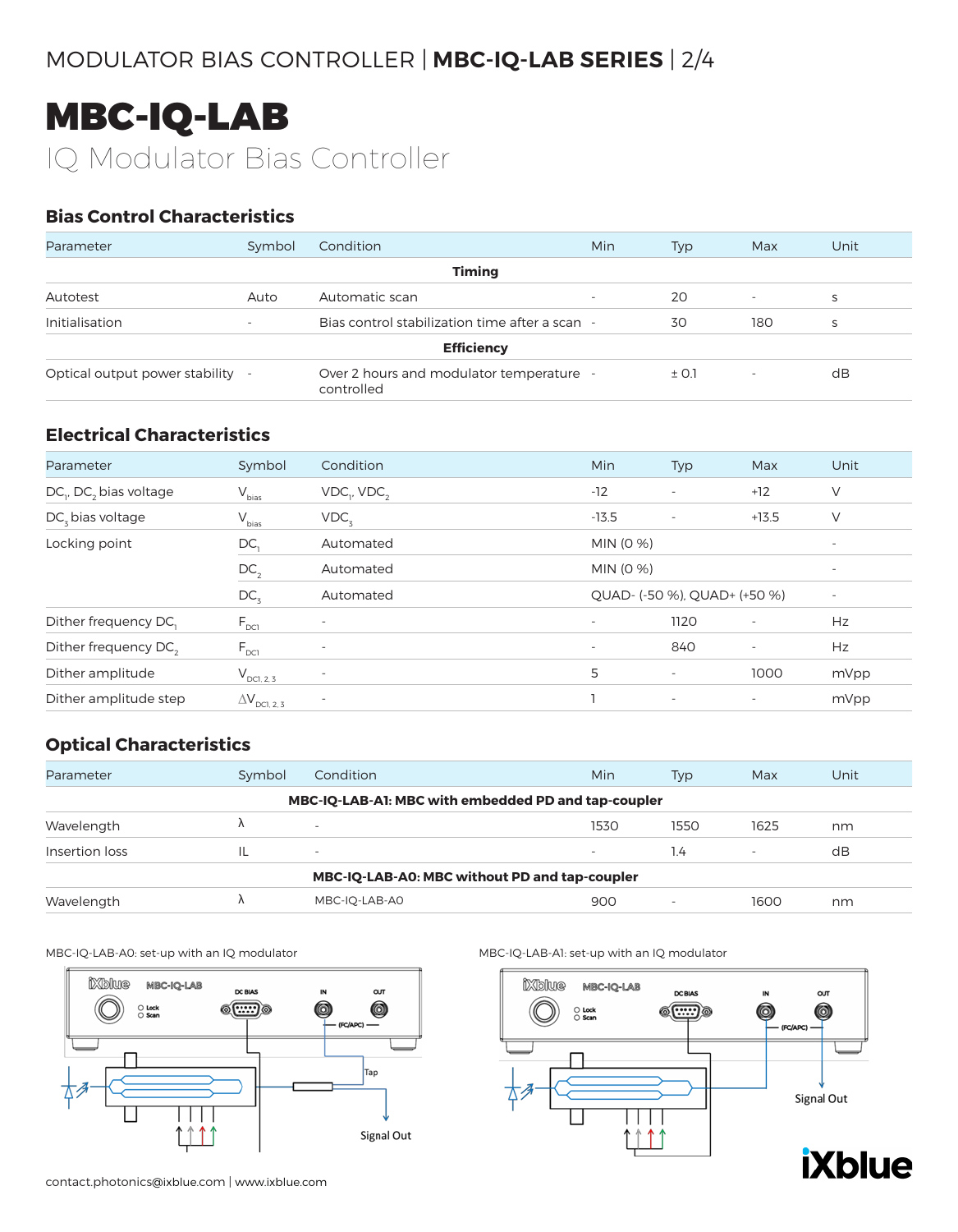# MBC-IQ-LAB

IQ Modulator Bias Controller

## Bias Control Characteristics

| Parameter | Symbol | Condition | Min | Typ | Max | Unit |
|---|---|---|---|---|---|---|
| | | **Timing** | | | | |
| Autotest | Auto | Automatic scan | - | 20 | - | s |
| Initialisation | - | Bias control stabilization time after a scan | - | 30 | 180 | s |
| | | **Efficiency** | | | | |
| Optical output power stability | - | Over 2 hours and modulator temperature controlled | - | ± 0.1 | - | dB |

## Electrical Characteristics

| Parameter | Symbol | Condition | Min | Typ | Max | Unit |
|---|---|---|---|---|---|---|
| $DC_1$, $DC_2$ bias voltage | $V_{bias}$ | $VDC_1$, $VDC_2$ | -12 | - | +12 | V |
| $DC_3$ bias voltage | $V_{bias}$ | $VDC_3$ | -13.5 | - | +13.5 | V |
| Locking point | $DC_1$ | Automated | MIN (0 %) | | | - |
| | $DC_2$ | Automated | MIN (0 %) | | | - |
| | $DC_3$ | Automated | QUAD- (-50 %), QUAD+ (+50 %) | | | - |
| Dither frequency $DC_1$ | $F_{DC1}$ | - | - | 1120 | - | Hz |
| Dither frequency $DC_2$ | $F_{DC1}$ | - | - | 840 | - | Hz |
| Dither amplitude | $V_{DC1, 2, 3}$ | - | 5 | - | 1000 | mVpp |
| Dither amplitude step | $\Delta V_{DC1, 2, 3}$ | - | 1 | - | - | mVpp |

## Optical Characteristics

| Parameter | Symbol | Condition | Min | Typ | Max | Unit |
|---|---|---|---|---|---|---|
| | | **MBC-IQ-LAB-A1: MBC with embedded PD and tap-coupler** | | | | |
| Wavelength | λ | - | 1530 | 1550 | 1625 | nm |
| Insertion loss | IL | - | - | 1.4 | - | dB |
| | | **MBC-IQ-LAB-A0: MBC without PD and tap-coupler** | | | | |
| Wavelength | λ | MBC-IQ-LAB-A0 | 900 | - | 1600 | nm |

MBC-IQ-LAB-A0: set-up with an IQ modulator

MBC-IQ-LAB-A1: set-up with an IQ modulator

contact.photonics@ixblue.com | www.ixblue.com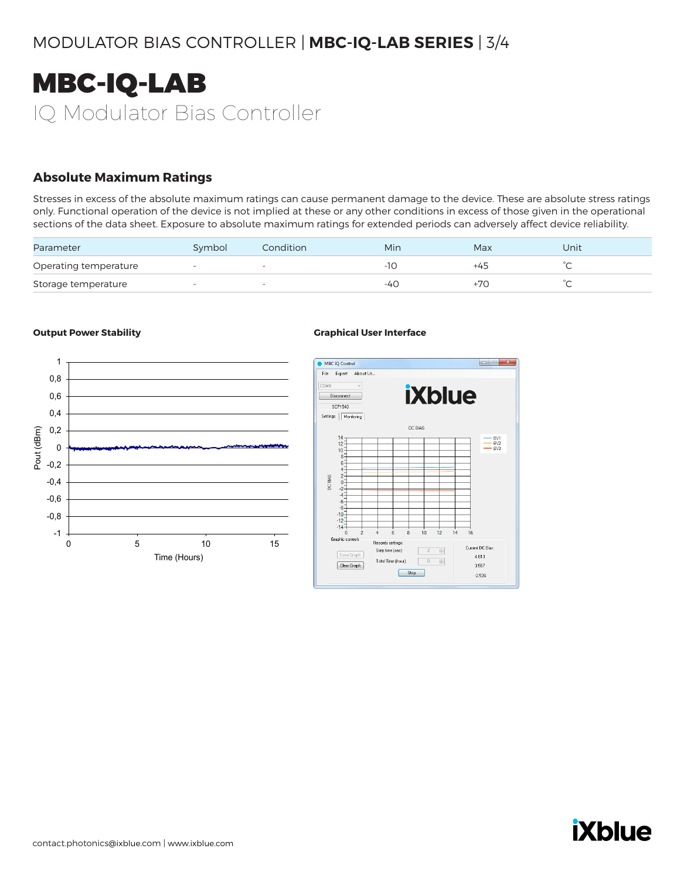# MBC-IQ-LAB

IQ Modulator Bias Controller

## Absolute Maximum Ratings

Stresses in excess of the absolute maximum ratings can cause permanent damage to the device. These are absolute stress ratings only. Functional operation of the device is not implied at these or any other conditions in excess of those given in the operational sections of the data sheet. Exposure to absolute maximum ratings for extended periods can adversely affect device reliability.

| Parameter | Symbol | Condition | Min | Max | Unit |
|---|---|---|---|---|---|
| Operating temperature | - | - | -10 | +45 | °C |
| Storage temperature | - | - | -40 | +70 | °C |

**Output Power Stability**

**Graphical User Interface**

contact.photonics@ixblue.com | www.ixblue.com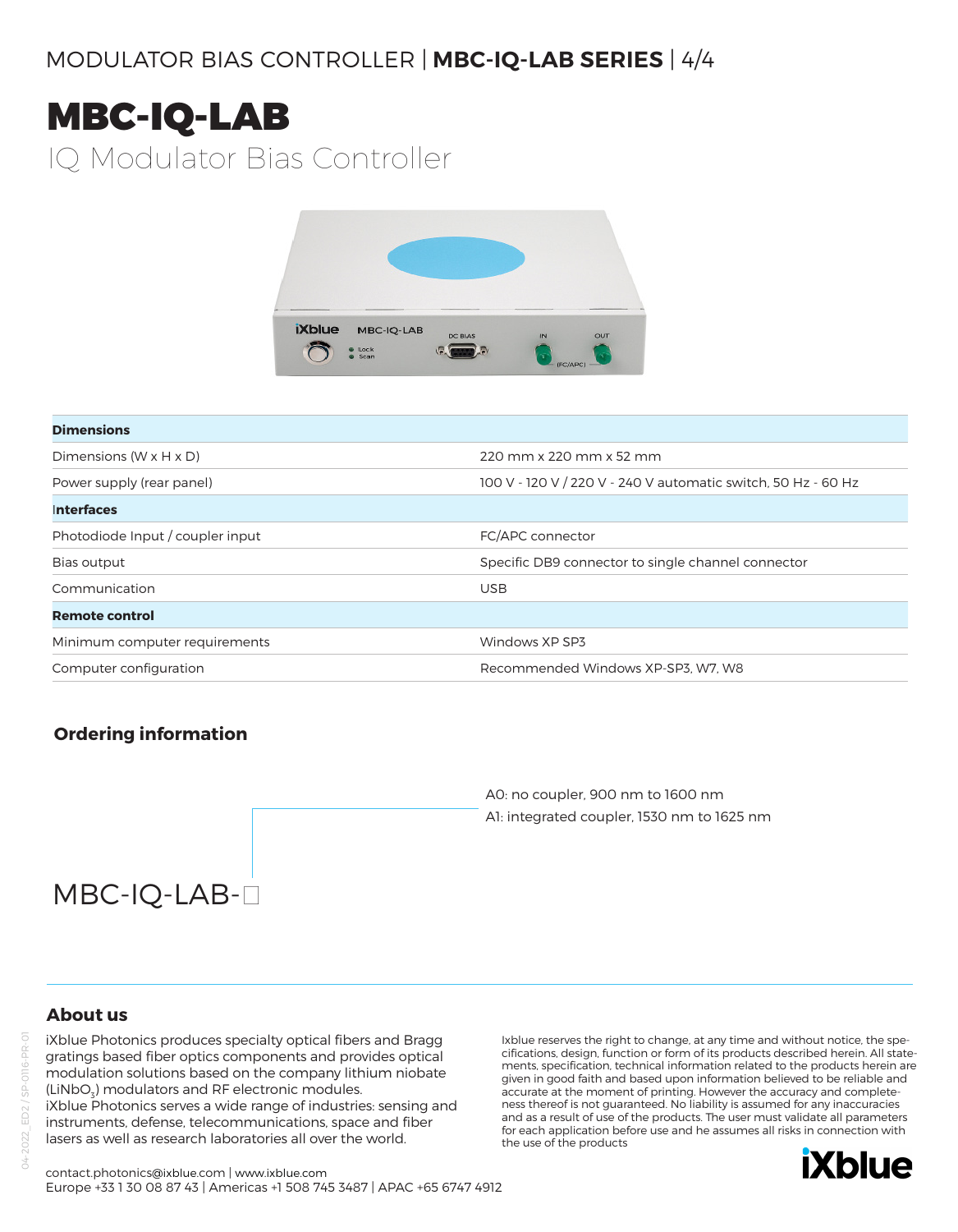# MBC-IQ-LAB

## IQ Modulator Bias Controller

| | |
|---|---|
| **Dimensions** | |
| Dimensions (W x H x D) | 220 mm x 220 mm x 52 mm |
| Power supply (rear panel) | 100 V - 120 V / 220 V - 240 V automatic switch, 50 Hz - 60 Hz |
| **Interfaces** | |
| Photodiode Input / coupler input | FC/APC connector |
| Bias output | Specific DB9 connector to single channel connector |
| Communication | USB |
| **Remote control** | |
| Minimum computer requirements | Windows XP SP3 |
| Computer configuration | Recommended Windows XP-SP3, W7, W8 |

### Ordering information

A0: no coupler, 900 nm to 1600 nm
A1: integrated coupler, 1530 nm to 1625 nm

MBC-IQ-LAB-□

## About us

iXblue Photonics produces specialty optical fibers and Bragg gratings based fiber optics components and provides optical modulation solutions based on the company lithium niobate ($LiNbO_3$) modulators and RF electronic modules.
iXblue Photonics serves a wide range of industries: sensing and instruments, defense, telecommunications, space and fiber lasers as well as research laboratories all over the world.

Ixblue reserves the right to change, at any time and without notice, the specifications, design, function or form of its products described herein. All statements, specification, technical information related to the products herein are given in good faith and based upon information believed to be reliable and accurate at the moment of printing. However the accuracy and completeness thereof is not guaranteed. No liability is assumed for any inaccuracies and as a result of use of the products. The user must validate all parameters for each application before use and he assumes all risks in connection with the use of the products

contact.photonics@ixblue.com | www.ixblue.com
Europe +33 1 30 08 87 43 | Americas +1 508 745 3487 | APAC +65 6747 4912

04-2022_ED2 / SP-0116-PR-01